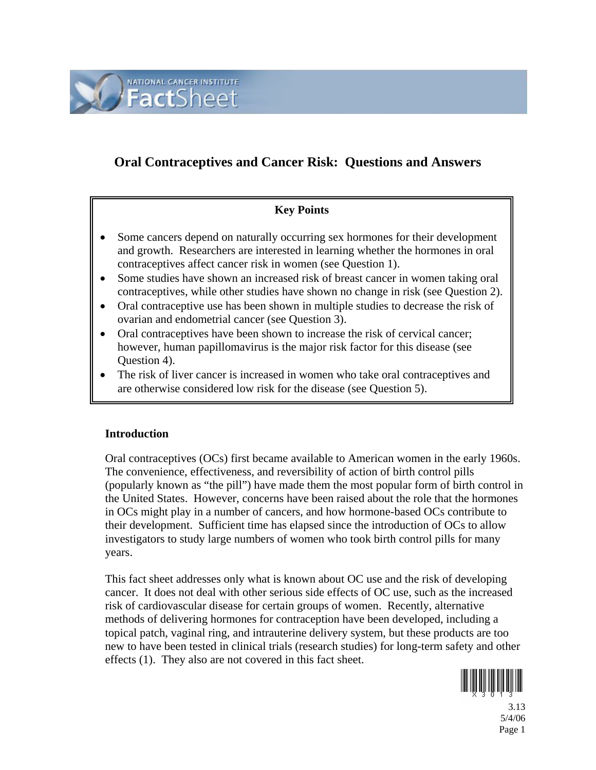NATIONAL CANCER INSTITUTE FactSheet

# Oral Contraceptives and Cancer Risk: Questions and Answers

**Key Points**

- Some cancers depend on naturally occurring sex hormones for their development and growth. Researchers are interested in learning whether the hormones in oral contraceptives affect cancer risk in women (see Question 1).
- Some studies have shown an increased risk of breast cancer in women taking oral contraceptives, while other studies have shown no change in risk (see Question 2).
- Oral contraceptive use has been shown in multiple studies to decrease the risk of ovarian and endometrial cancer (see Question 3).
- Oral contraceptives have been shown to increase the risk of cervical cancer; however, human papillomavirus is the major risk factor for this disease (see Question 4).
- The risk of liver cancer is increased in women who take oral contraceptives and are otherwise considered low risk for the disease (see Question 5).

## Introduction

Oral contraceptives (OCs) first became available to American women in the early 1960s. The convenience, effectiveness, and reversibility of action of birth control pills (popularly known as "the pill") have made them the most popular form of birth control in the United States. However, concerns have been raised about the role that the hormones in OCs might play in a number of cancers, and how hormone-based OCs contribute to their development. Sufficient time has elapsed since the introduction of OCs to allow investigators to study large numbers of women who took birth control pills for many years.

This fact sheet addresses only what is known about OC use and the risk of developing cancer. It does not deal with other serious side effects of OC use, such as the increased risk of cardiovascular disease for certain groups of women. Recently, alternative methods of delivering hormones for contraception have been developed, including a topical patch, vaginal ring, and intrauterine delivery system, but these products are too new to have been tested in clinical trials (research studies) for long-term safety and other effects (1). They also are not covered in this fact sheet.

X3013

3.13
5/4/06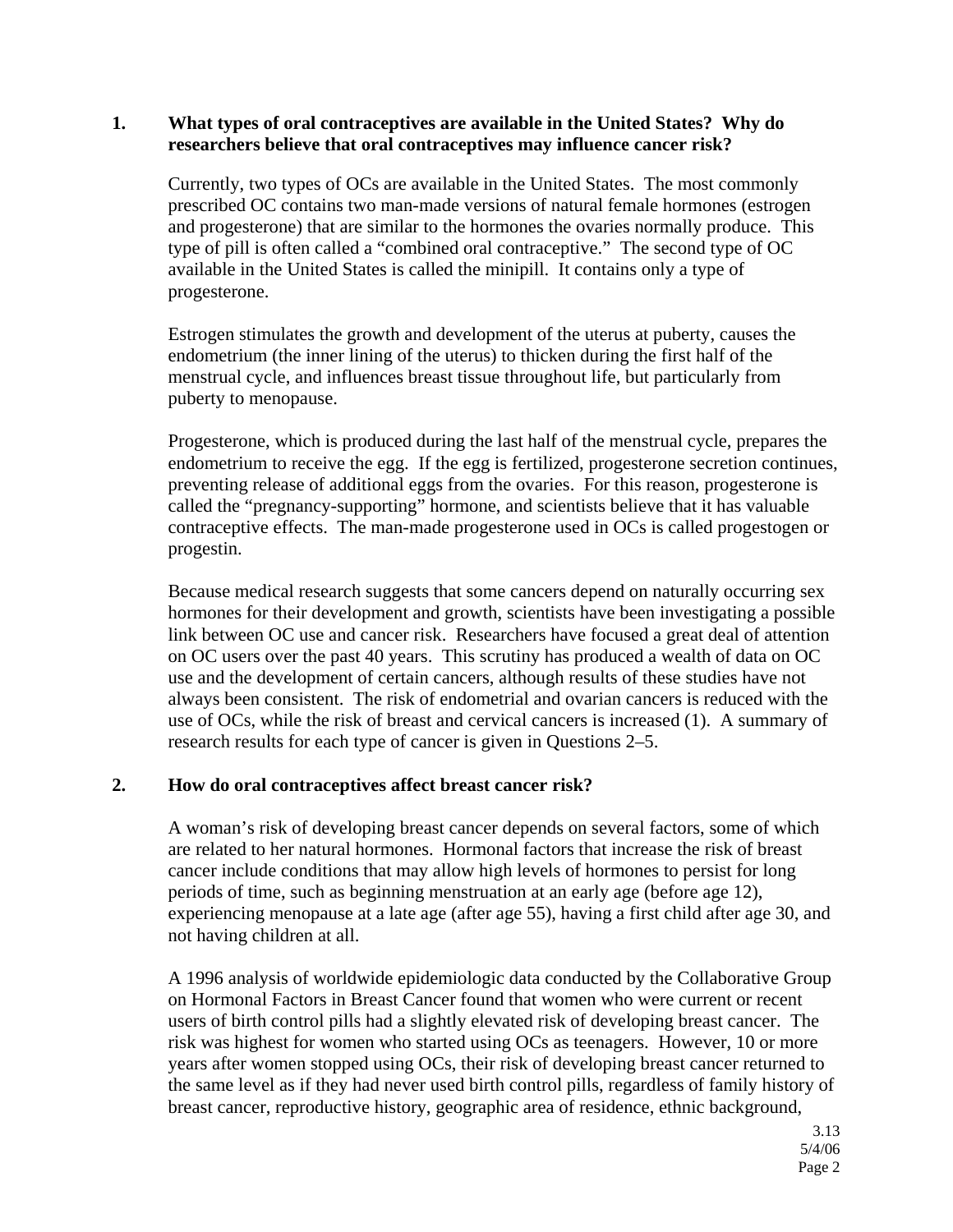**1. What types of oral contraceptives are available in the United States? Why do researchers believe that oral contraceptives may influence cancer risk?**

Currently, two types of OCs are available in the United States. The most commonly prescribed OC contains two man-made versions of natural female hormones (estrogen and progesterone) that are similar to the hormones the ovaries normally produce. This type of pill is often called a "combined oral contraceptive." The second type of OC available in the United States is called the minipill. It contains only a type of progesterone.

Estrogen stimulates the growth and development of the uterus at puberty, causes the endometrium (the inner lining of the uterus) to thicken during the first half of the menstrual cycle, and influences breast tissue throughout life, but particularly from puberty to menopause.

Progesterone, which is produced during the last half of the menstrual cycle, prepares the endometrium to receive the egg. If the egg is fertilized, progesterone secretion continues, preventing release of additional eggs from the ovaries. For this reason, progesterone is called the "pregnancy-supporting" hormone, and scientists believe that it has valuable contraceptive effects. The man-made progesterone used in OCs is called progestogen or progestin.

Because medical research suggests that some cancers depend on naturally occurring sex hormones for their development and growth, scientists have been investigating a possible link between OC use and cancer risk. Researchers have focused a great deal of attention on OC users over the past 40 years. This scrutiny has produced a wealth of data on OC use and the development of certain cancers, although results of these studies have not always been consistent. The risk of endometrial and ovarian cancers is reduced with the use of OCs, while the risk of breast and cervical cancers is increased (1). A summary of research results for each type of cancer is given in Questions 2–5.

**2. How do oral contraceptives affect breast cancer risk?**

A woman's risk of developing breast cancer depends on several factors, some of which are related to her natural hormones. Hormonal factors that increase the risk of breast cancer include conditions that may allow high levels of hormones to persist for long periods of time, such as beginning menstruation at an early age (before age 12), experiencing menopause at a late age (after age 55), having a first child after age 30, and not having children at all.

A 1996 analysis of worldwide epidemiologic data conducted by the Collaborative Group on Hormonal Factors in Breast Cancer found that women who were current or recent users of birth control pills had a slightly elevated risk of developing breast cancer. The risk was highest for women who started using OCs as teenagers. However, 10 or more years after women stopped using OCs, their risk of developing breast cancer returned to the same level as if they had never used birth control pills, regardless of family history of breast cancer, reproductive history, geographic area of residence, ethnic background,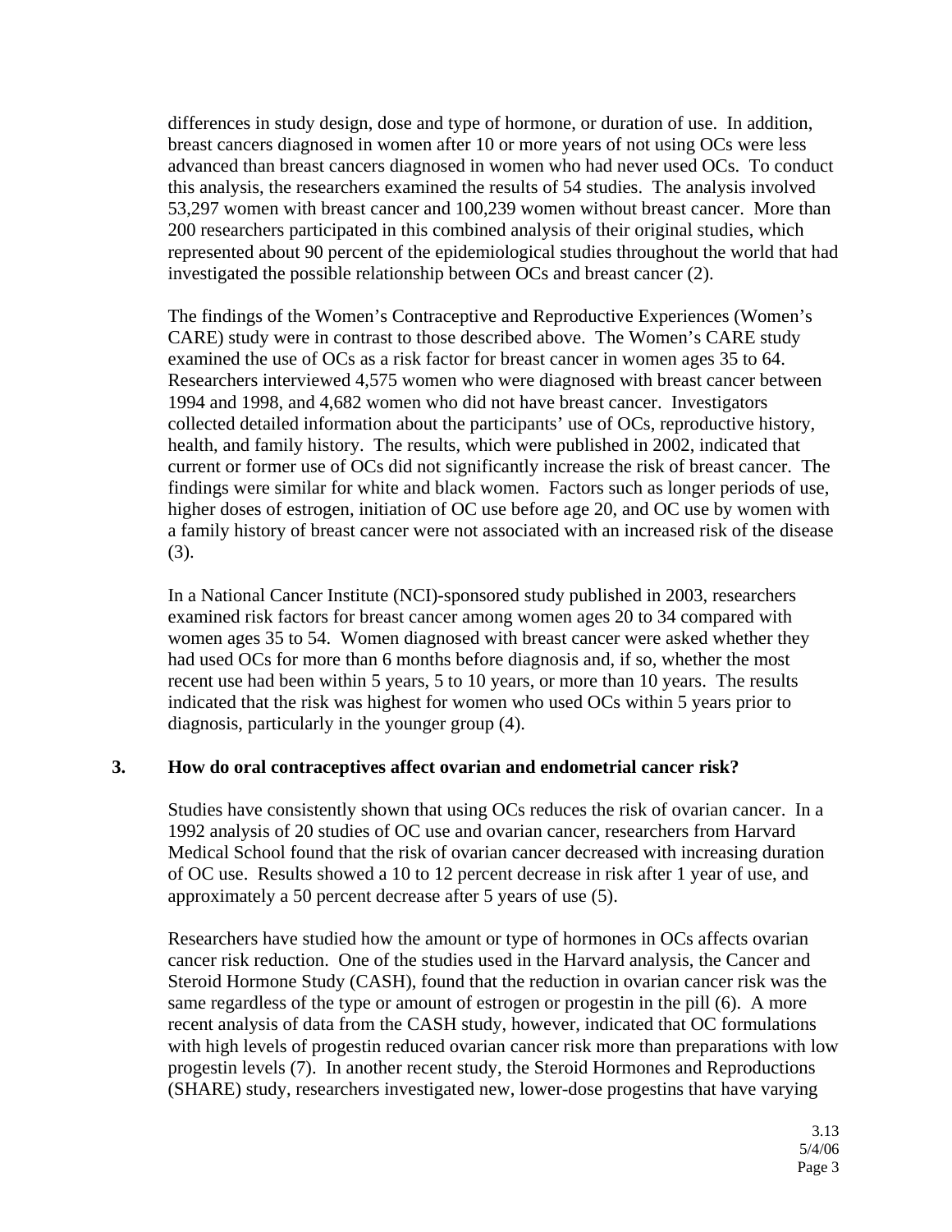differences in study design, dose and type of hormone, or duration of use. In addition, breast cancers diagnosed in women after 10 or more years of not using OCs were less advanced than breast cancers diagnosed in women who had never used OCs. To conduct this analysis, the researchers examined the results of 54 studies. The analysis involved 53,297 women with breast cancer and 100,239 women without breast cancer. More than 200 researchers participated in this combined analysis of their original studies, which represented about 90 percent of the epidemiological studies throughout the world that had investigated the possible relationship between OCs and breast cancer (2).

The findings of the Women's Contraceptive and Reproductive Experiences (Women's CARE) study were in contrast to those described above. The Women's CARE study examined the use of OCs as a risk factor for breast cancer in women ages 35 to 64. Researchers interviewed 4,575 women who were diagnosed with breast cancer between 1994 and 1998, and 4,682 women who did not have breast cancer. Investigators collected detailed information about the participants' use of OCs, reproductive history, health, and family history. The results, which were published in 2002, indicated that current or former use of OCs did not significantly increase the risk of breast cancer. The findings were similar for white and black women. Factors such as longer periods of use, higher doses of estrogen, initiation of OC use before age 20, and OC use by women with a family history of breast cancer were not associated with an increased risk of the disease (3).

In a National Cancer Institute (NCI)-sponsored study published in 2003, researchers examined risk factors for breast cancer among women ages 20 to 34 compared with women ages 35 to 54. Women diagnosed with breast cancer were asked whether they had used OCs for more than 6 months before diagnosis and, if so, whether the most recent use had been within 5 years, 5 to 10 years, or more than 10 years. The results indicated that the risk was highest for women who used OCs within 5 years prior to diagnosis, particularly in the younger group (4).

### 3. How do oral contraceptives affect ovarian and endometrial cancer risk?

Studies have consistently shown that using OCs reduces the risk of ovarian cancer. In a 1992 analysis of 20 studies of OC use and ovarian cancer, researchers from Harvard Medical School found that the risk of ovarian cancer decreased with increasing duration of OC use. Results showed a 10 to 12 percent decrease in risk after 1 year of use, and approximately a 50 percent decrease after 5 years of use (5).

Researchers have studied how the amount or type of hormones in OCs affects ovarian cancer risk reduction. One of the studies used in the Harvard analysis, the Cancer and Steroid Hormone Study (CASH), found that the reduction in ovarian cancer risk was the same regardless of the type or amount of estrogen or progestin in the pill (6). A more recent analysis of data from the CASH study, however, indicated that OC formulations with high levels of progestin reduced ovarian cancer risk more than preparations with low progestin levels (7). In another recent study, the Steroid Hormones and Reproductions (SHARE) study, researchers investigated new, lower-dose progestins that have varying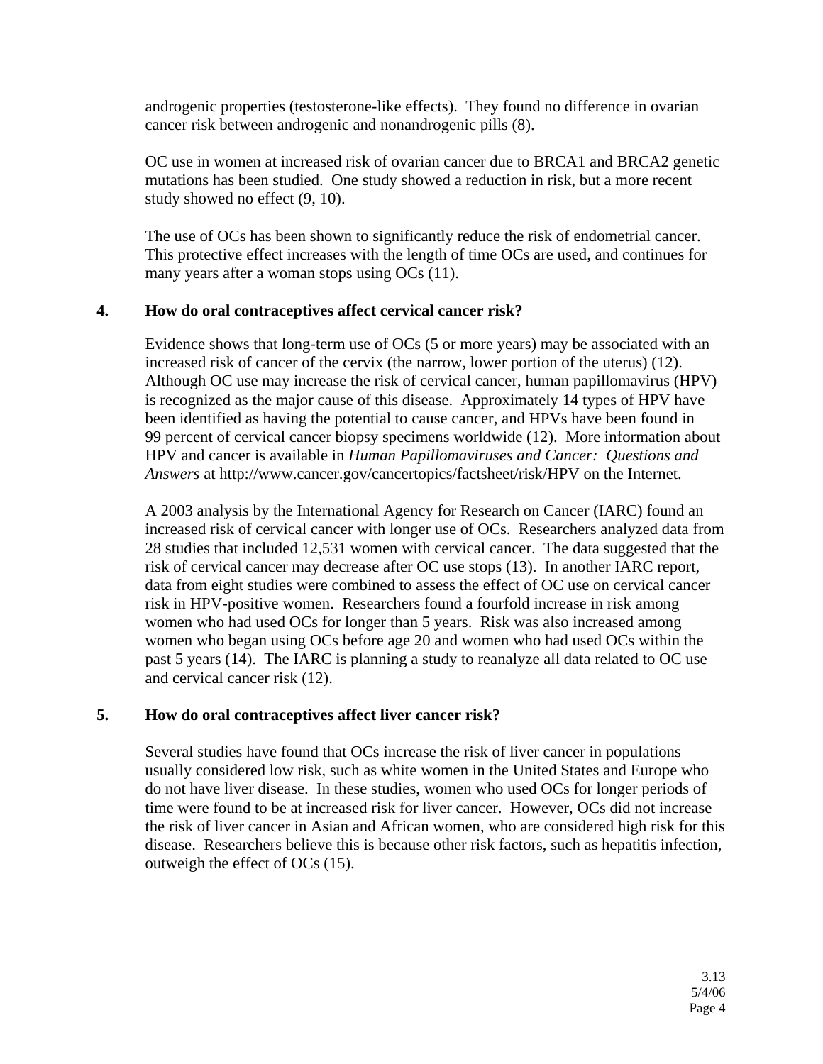androgenic properties (testosterone-like effects). They found no difference in ovarian cancer risk between androgenic and nonandrogenic pills (8).

OC use in women at increased risk of ovarian cancer due to BRCA1 and BRCA2 genetic mutations has been studied. One study showed a reduction in risk, but a more recent study showed no effect (9, 10).

The use of OCs has been shown to significantly reduce the risk of endometrial cancer. This protective effect increases with the length of time OCs are used, and continues for many years after a woman stops using OCs (11).

## 4. How do oral contraceptives affect cervical cancer risk?

Evidence shows that long-term use of OCs (5 or more years) may be associated with an increased risk of cancer of the cervix (the narrow, lower portion of the uterus) (12). Although OC use may increase the risk of cervical cancer, human papillomavirus (HPV) is recognized as the major cause of this disease. Approximately 14 types of HPV have been identified as having the potential to cause cancer, and HPVs have been found in 99 percent of cervical cancer biopsy specimens worldwide (12). More information about HPV and cancer is available in *Human Papillomaviruses and Cancer: Questions and Answers* at http://www.cancer.gov/cancertopics/factsheet/risk/HPV on the Internet.

A 2003 analysis by the International Agency for Research on Cancer (IARC) found an increased risk of cervical cancer with longer use of OCs. Researchers analyzed data from 28 studies that included 12,531 women with cervical cancer. The data suggested that the risk of cervical cancer may decrease after OC use stops (13). In another IARC report, data from eight studies were combined to assess the effect of OC use on cervical cancer risk in HPV-positive women. Researchers found a fourfold increase in risk among women who had used OCs for longer than 5 years. Risk was also increased among women who began using OCs before age 20 and women who had used OCs within the past 5 years (14). The IARC is planning a study to reanalyze all data related to OC use and cervical cancer risk (12).

## 5. How do oral contraceptives affect liver cancer risk?

Several studies have found that OCs increase the risk of liver cancer in populations usually considered low risk, such as white women in the United States and Europe who do not have liver disease. In these studies, women who used OCs for longer periods of time were found to be at increased risk for liver cancer. However, OCs did not increase the risk of liver cancer in Asian and African women, who are considered high risk for this disease. Researchers believe this is because other risk factors, such as hepatitis infection, outweigh the effect of OCs (15).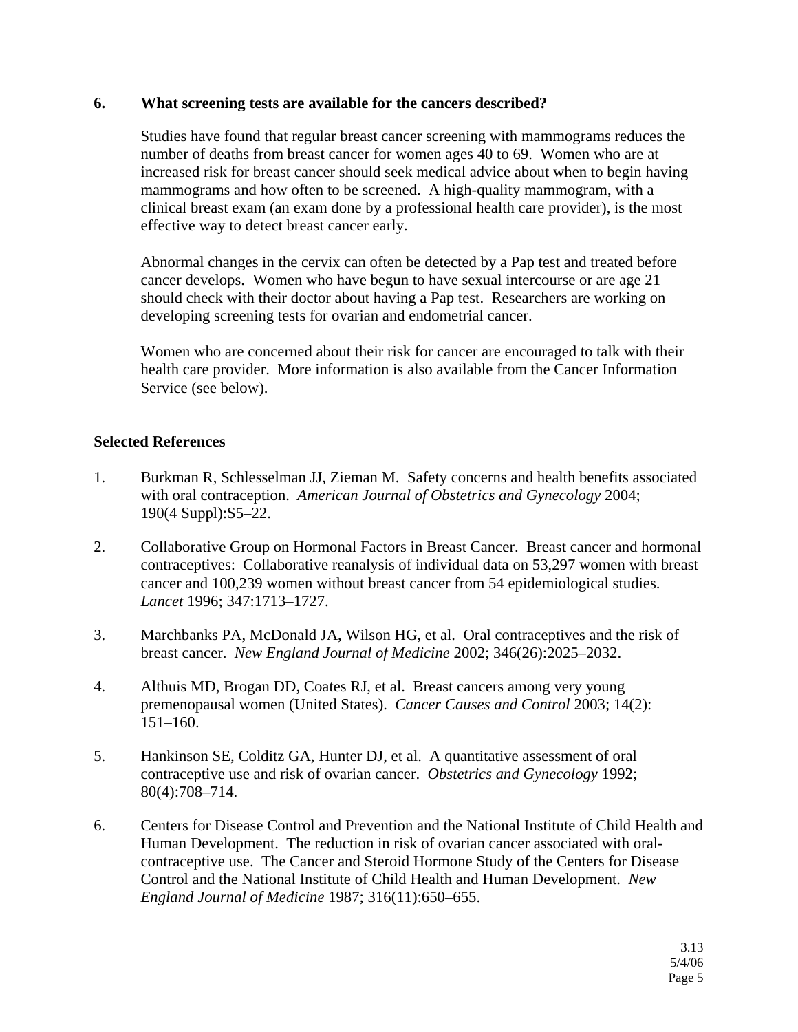## 6. What screening tests are available for the cancers described?

Studies have found that regular breast cancer screening with mammograms reduces the number of deaths from breast cancer for women ages 40 to 69. Women who are at increased risk for breast cancer should seek medical advice about when to begin having mammograms and how often to be screened. A high-quality mammogram, with a clinical breast exam (an exam done by a professional health care provider), is the most effective way to detect breast cancer early.

Abnormal changes in the cervix can often be detected by a Pap test and treated before cancer develops. Women who have begun to have sexual intercourse or are age 21 should check with their doctor about having a Pap test. Researchers are working on developing screening tests for ovarian and endometrial cancer.

Women who are concerned about their risk for cancer are encouraged to talk with their health care provider. More information is also available from the Cancer Information Service (see below).

## Selected References

1. Burkman R, Schlesselman JJ, Zieman M. Safety concerns and health benefits associated with oral contraception. *American Journal of Obstetrics and Gynecology* 2004; 190(4 Suppl):S5–22.

2. Collaborative Group on Hormonal Factors in Breast Cancer. Breast cancer and hormonal contraceptives: Collaborative reanalysis of individual data on 53,297 women with breast cancer and 100,239 women without breast cancer from 54 epidemiological studies. *Lancet* 1996; 347:1713–1727.

3. Marchbanks PA, McDonald JA, Wilson HG, et al. Oral contraceptives and the risk of breast cancer. *New England Journal of Medicine* 2002; 346(26):2025–2032.

4. Althuis MD, Brogan DD, Coates RJ, et al. Breast cancers among very young premenopausal women (United States). *Cancer Causes and Control* 2003; 14(2): 151–160.

5. Hankinson SE, Colditz GA, Hunter DJ, et al. A quantitative assessment of oral contraceptive use and risk of ovarian cancer. *Obstetrics and Gynecology* 1992; 80(4):708–714.

6. Centers for Disease Control and Prevention and the National Institute of Child Health and Human Development. The reduction in risk of ovarian cancer associated with oral-contraceptive use. The Cancer and Steroid Hormone Study of the Centers for Disease Control and the National Institute of Child Health and Human Development. *New England Journal of Medicine* 1987; 316(11):650–655.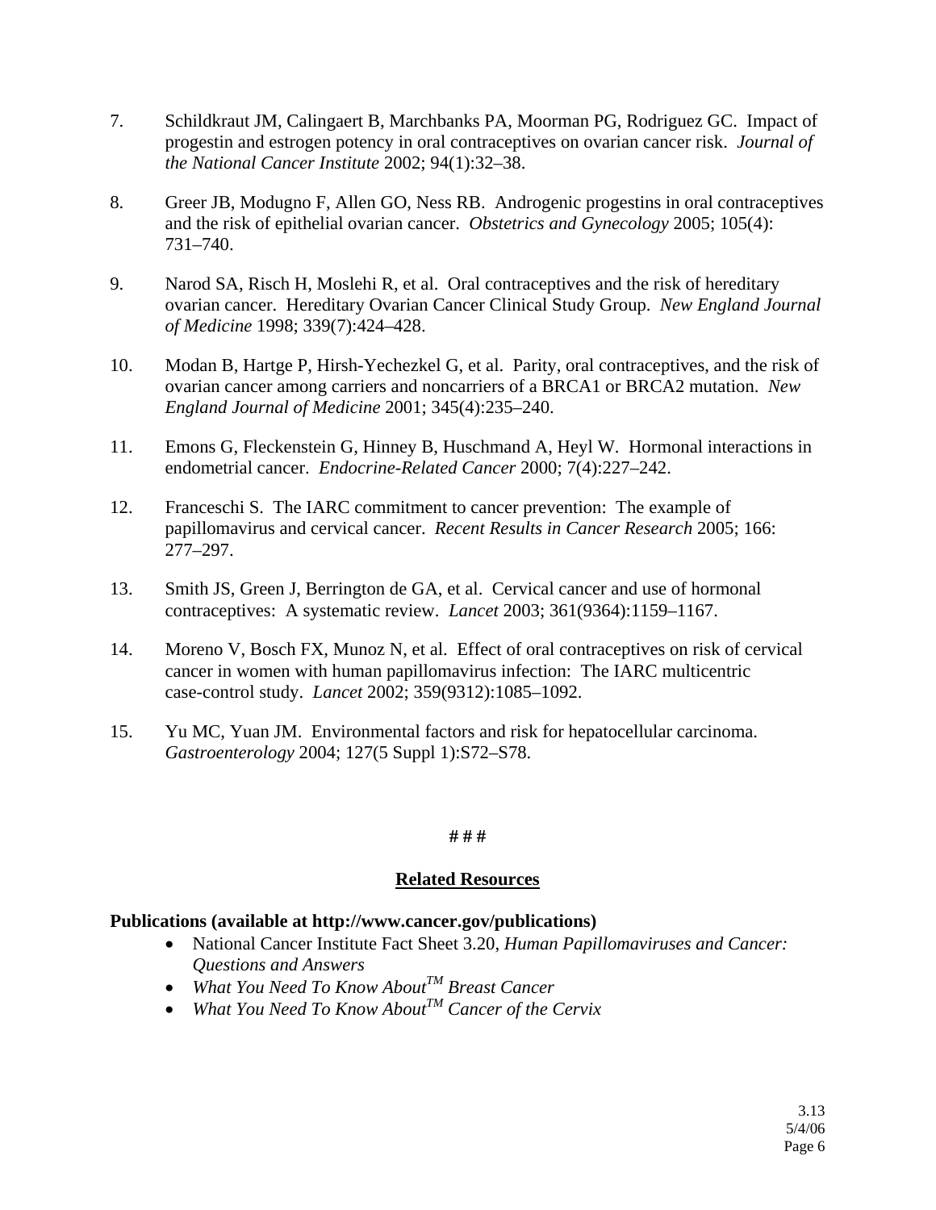7. Schildkraut JM, Calingaert B, Marchbanks PA, Moorman PG, Rodriguez GC. Impact of progestin and estrogen potency in oral contraceptives on ovarian cancer risk. *Journal of the National Cancer Institute* 2002; 94(1):32–38.

8. Greer JB, Modugno F, Allen GO, Ness RB. Androgenic progestins in oral contraceptives and the risk of epithelial ovarian cancer. *Obstetrics and Gynecology* 2005; 105(4): 731–740.

9. Narod SA, Risch H, Moslehi R, et al. Oral contraceptives and the risk of hereditary ovarian cancer. Hereditary Ovarian Cancer Clinical Study Group. *New England Journal of Medicine* 1998; 339(7):424–428.

10. Modan B, Hartge P, Hirsh-Yechezkel G, et al. Parity, oral contraceptives, and the risk of ovarian cancer among carriers and noncarriers of a BRCA1 or BRCA2 mutation. *New England Journal of Medicine* 2001; 345(4):235–240.

11. Emons G, Fleckenstein G, Hinney B, Huschmand A, Heyl W. Hormonal interactions in endometrial cancer. *Endocrine-Related Cancer* 2000; 7(4):227–242.

12. Franceschi S. The IARC commitment to cancer prevention: The example of papillomavirus and cervical cancer. *Recent Results in Cancer Research* 2005; 166: 277–297.

13. Smith JS, Green J, Berrington de GA, et al. Cervical cancer and use of hormonal contraceptives: A systematic review. *Lancet* 2003; 361(9364):1159–1167.

14. Moreno V, Bosch FX, Munoz N, et al. Effect of oral contraceptives on risk of cervical cancer in women with human papillomavirus infection: The IARC multicentric case-control study. *Lancet* 2002; 359(9312):1085–1092.

15. Yu MC, Yuan JM. Environmental factors and risk for hepatocellular carcinoma. *Gastroenterology* 2004; 127(5 Suppl 1):S72–S78.

**# # #**

## Related Resources

**Publications (available at http://www.cancer.gov/publications)**

- National Cancer Institute Fact Sheet 3.20, *Human Papillomaviruses and Cancer: Questions and Answers*
- *What You Need To Know About™ Breast Cancer*
- *What You Need To Know About™ Cancer of the Cervix*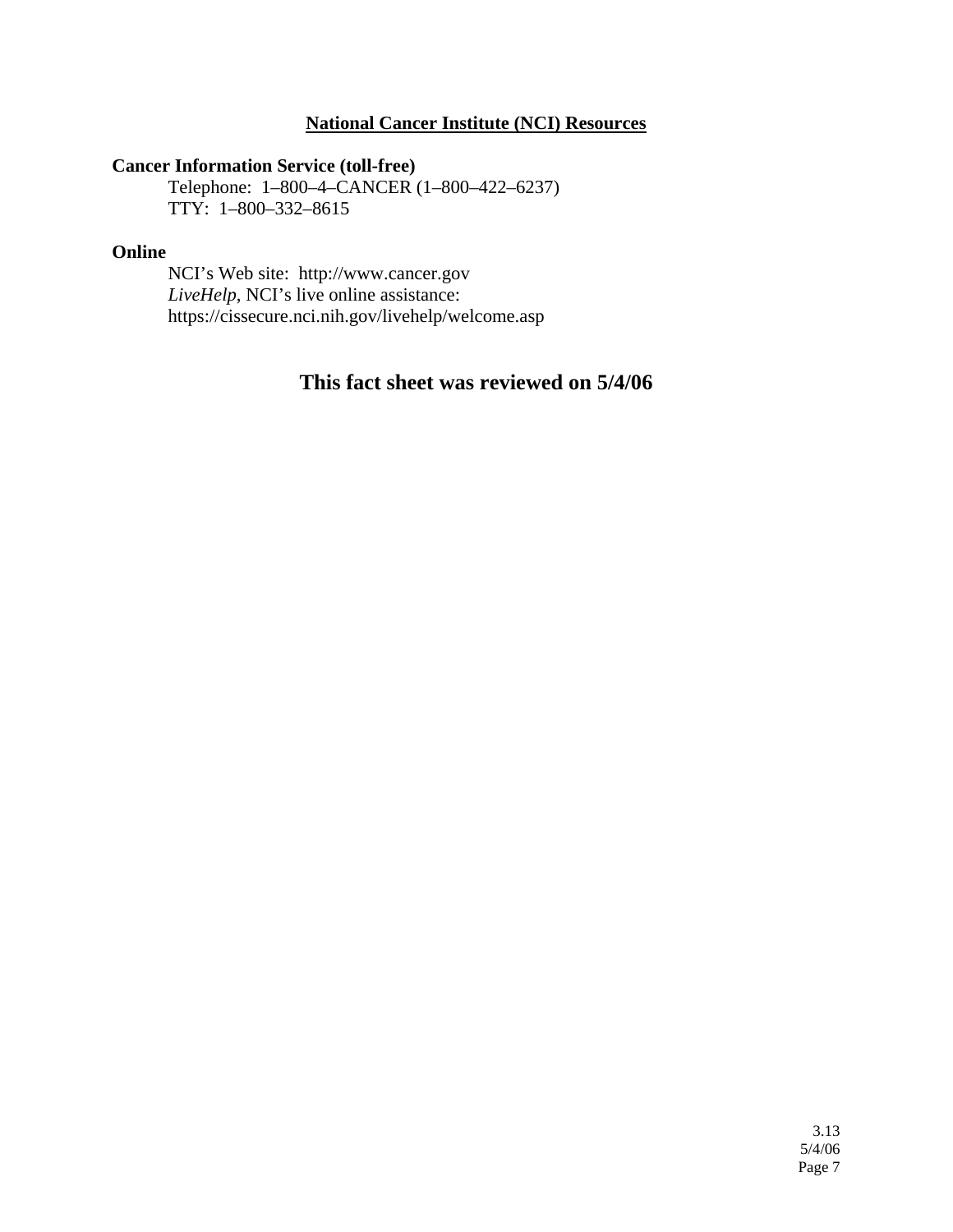## National Cancer Institute (NCI) Resources

**Cancer Information Service (toll-free)**

Telephone: 1–800–4–CANCER (1–800–422–6237)
TTY: 1–800–332–8615

**Online**

NCI's Web site: http://www.cancer.gov
*LiveHelp*, NCI's live online assistance:
https://cissecure.nci.nih.gov/livehelp/welcome.asp

### This fact sheet was reviewed on 5/4/06